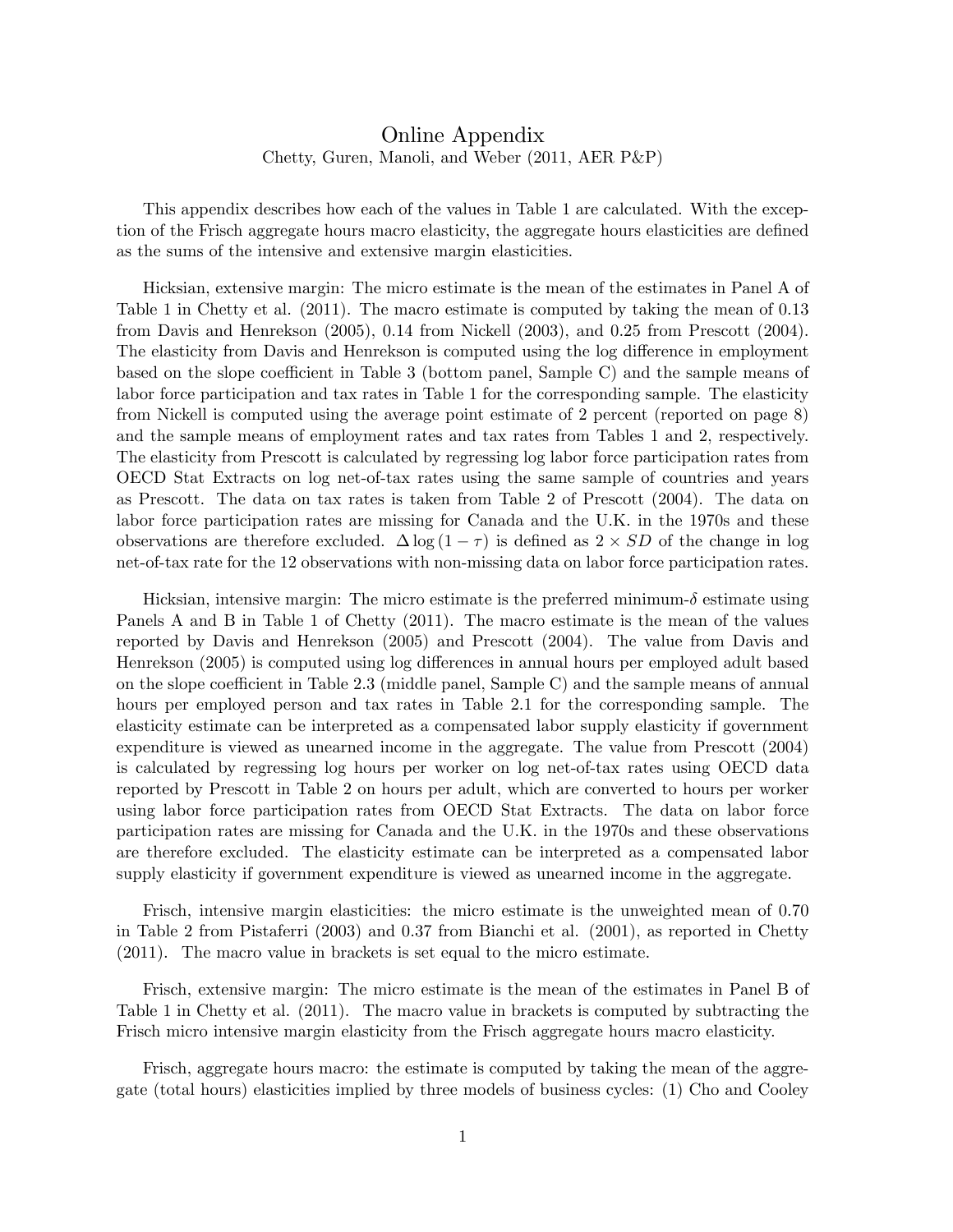# Online Appendix

Chetty, Guren, Manoli, and Weber (2011, AER P&P)

This appendix describes how each of the values in Table 1 are calculated. With the exception of the Frisch aggregate hours macro elasticity, the aggregate hours elasticities are defined as the sums of the intensive and extensive margin elasticities.

Hicksian, extensive margin: The micro estimate is the mean of the estimates in Panel A of Table 1 in Chetty et al. (2011). The macro estimate is computed by taking the mean of 0.13 from Davis and Henrekson (2005), 0.14 from Nickell (2003), and 0.25 from Prescott (2004). The elasticity from Davis and Henrekson is computed using the log difference in employment based on the slope coefficient in Table 3 (bottom panel, Sample C) and the sample means of labor force participation and tax rates in Table 1 for the corresponding sample. The elasticity from Nickell is computed using the average point estimate of 2 percent (reported on page 8) and the sample means of employment rates and tax rates from Tables 1 and 2, respectively. The elasticity from Prescott is calculated by regressing log labor force participation rates from OECD Stat Extracts on log net-of-tax rates using the same sample of countries and years as Prescott. The data on tax rates is taken from Table 2 of Prescott (2004). The data on labor force participation rates are missing for Canada and the U.K. in the 1970s and these observations are therefore excluded. $\Delta \log (1 - \tau)$ is defined as $2 \times SD$ of the change in log net-of-tax rate for the 12 observations with non-missing data on labor force participation rates.

Hicksian, intensive margin: The micro estimate is the preferred minimum-$\delta$ estimate using Panels A and B in Table 1 of Chetty (2011). The macro estimate is the mean of the values reported by Davis and Henrekson (2005) and Prescott (2004). The value from Davis and Henrekson (2005) is computed using log differences in annual hours per employed adult based on the slope coefficient in Table 2.3 (middle panel, Sample C) and the sample means of annual hours per employed person and tax rates in Table 2.1 for the corresponding sample. The elasticity estimate can be interpreted as a compensated labor supply elasticity if government expenditure is viewed as unearned income in the aggregate. The value from Prescott (2004) is calculated by regressing log hours per worker on log net-of-tax rates using OECD data reported by Prescott in Table 2 on hours per adult, which are converted to hours per worker using labor force participation rates from OECD Stat Extracts. The data on labor force participation rates are missing for Canada and the U.K. in the 1970s and these observations are therefore excluded. The elasticity estimate can be interpreted as a compensated labor supply elasticity if government expenditure is viewed as unearned income in the aggregate.

Frisch, intensive margin elasticities: the micro estimate is the unweighted mean of 0.70 in Table 2 from Pistaferri (2003) and 0.37 from Bianchi et al. (2001), as reported in Chetty (2011). The macro value in brackets is set equal to the micro estimate.

Frisch, extensive margin: The micro estimate is the mean of the estimates in Panel B of Table 1 in Chetty et al. (2011). The macro value in brackets is computed by subtracting the Frisch micro intensive margin elasticity from the Frisch aggregate hours macro elasticity.

Frisch, aggregate hours macro: the estimate is computed by taking the mean of the aggregate (total hours) elasticities implied by three models of business cycles: (1) Cho and Cooley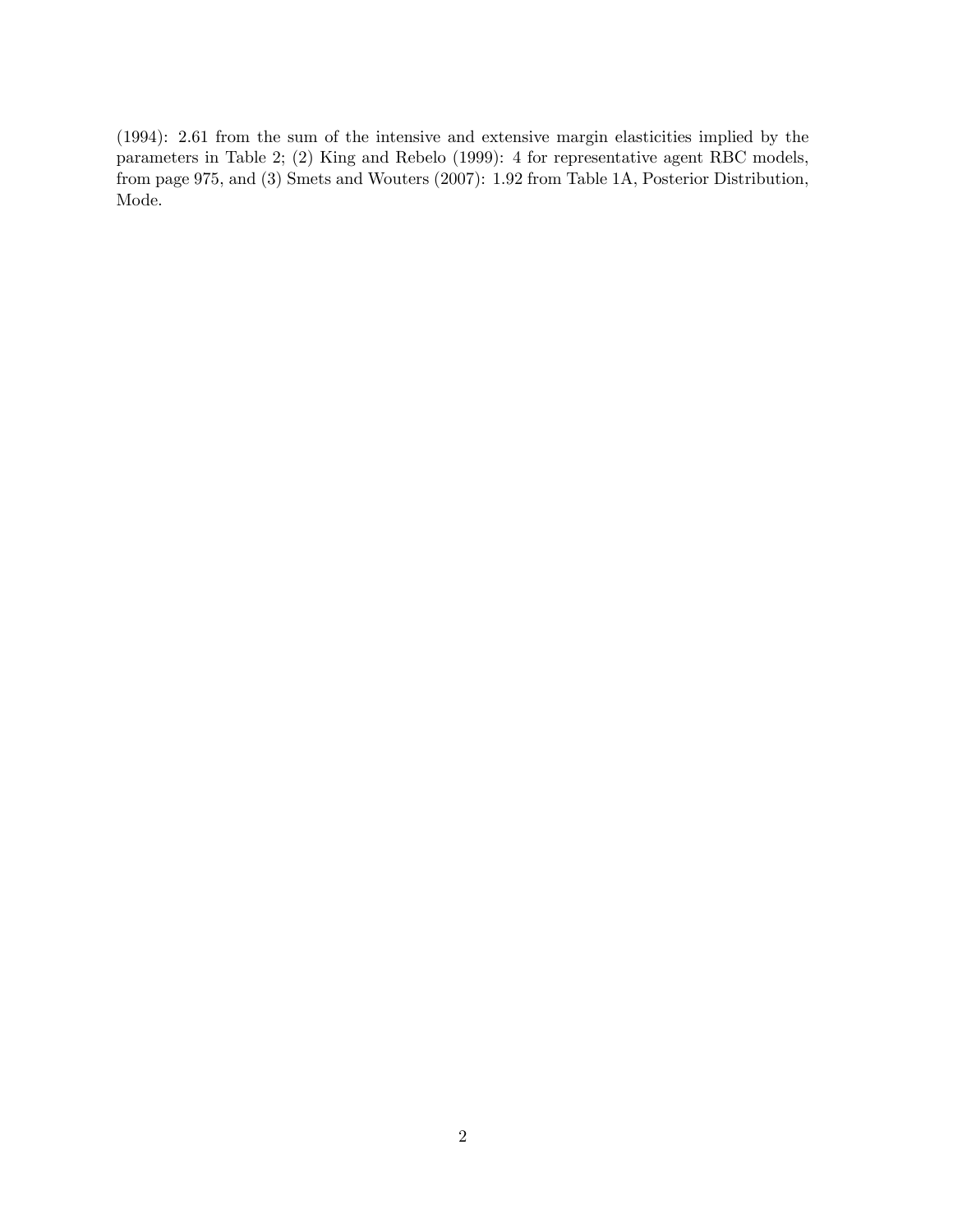(1994): 2.61 from the sum of the intensive and extensive margin elasticities implied by the parameters in Table 2; (2) King and Rebelo (1999): 4 for representative agent RBC models, from page 975, and (3) Smets and Wouters (2007): 1.92 from Table 1A, Posterior Distribution, Mode.